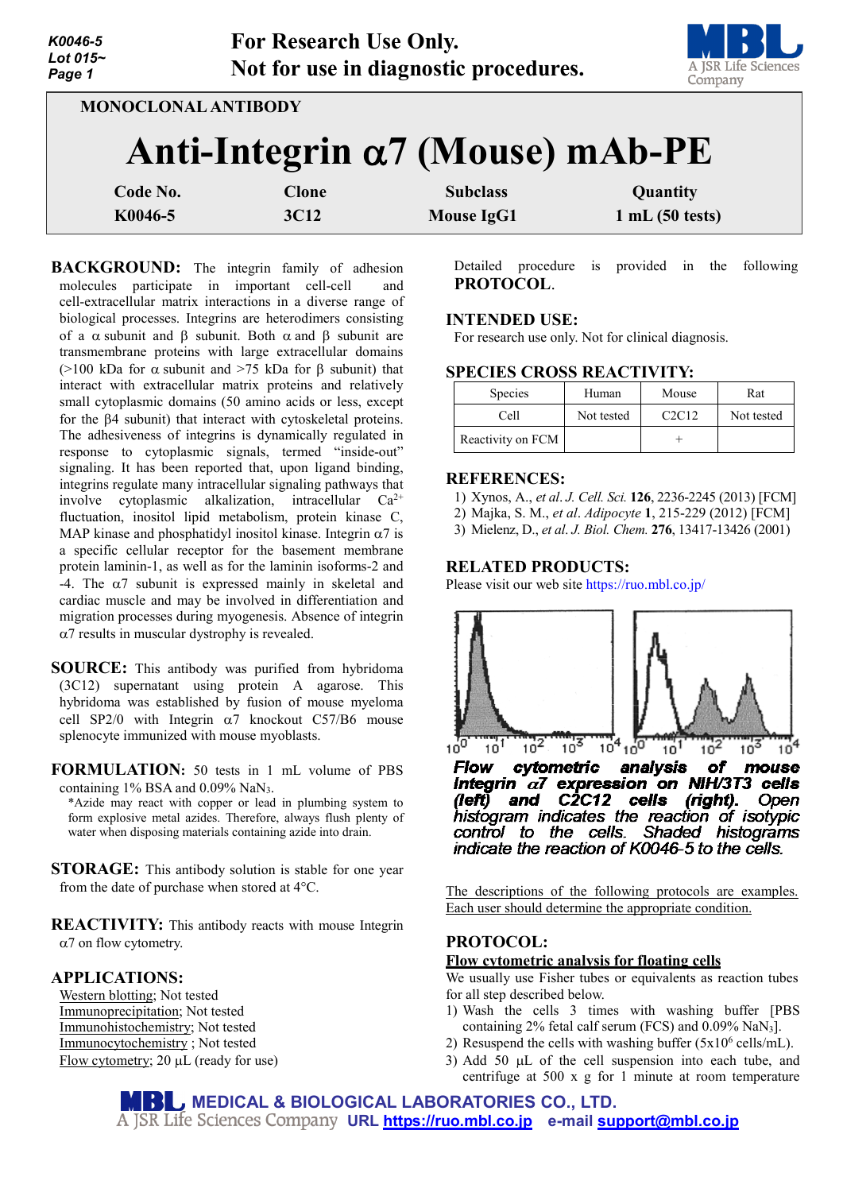**For Research Use Only.**
**Not for use in diagnostic procedures.**

MONOCLONAL ANTIBODY

# Anti-Integrin α7 (Mouse) mAb-PE

| Code No. | Clone | Subclass | Quantity |
|---|---|---|---|
| K0046-5 | 3C12 | Mouse IgG1 | 1 mL (50 tests) |

**BACKGROUND:** The integrin family of adhesion molecules participate in important cell-cell and cell-extracellular matrix interactions in a diverse range of biological processes. Integrins are heterodimers consisting of a α subunit and β subunit. Both α and β subunit are transmembrane proteins with large extracellular domains (>100 kDa for α subunit and >75 kDa for β subunit) that interact with extracellular matrix proteins and relatively small cytoplasmic domains (50 amino acids or less, except for the β4 subunit) that interact with cytoskeletal proteins. The adhesiveness of integrins is dynamically regulated in response to cytoplasmic signals, termed "inside-out" signaling. It has been reported that, upon ligand binding, integrins regulate many intracellular signaling pathways that involve cytoplasmic alkalization, intracellular $Ca^{2+}$ fluctuation, inositol lipid metabolism, protein kinase C, MAP kinase and phosphatidyl inositol kinase. Integrin α7 is a specific cellular receptor for the basement membrane protein laminin-1, as well as for the laminin isoforms-2 and -4. The α7 subunit is expressed mainly in skeletal and cardiac muscle and may be involved in differentiation and migration processes during myogenesis. Absence of integrin α7 results in muscular dystrophy is revealed.

**SOURCE:** This antibody was purified from hybridoma (3C12) supernatant using protein A agarose. This hybridoma was established by fusion of mouse myeloma cell SP2/0 with Integrin α7 knockout C57/B6 mouse splenocyte immunized with mouse myoblasts.

**FORMULATION:** 50 tests in 1 mL volume of PBS containing 1% BSA and 0.09% $NaN_3$.

\*Azide may react with copper or lead in plumbing system to form explosive metal azides. Therefore, always flush plenty of water when disposing materials containing azide into drain.

**STORAGE:** This antibody solution is stable for one year from the date of purchase when stored at 4°C.

**REACTIVITY:** This antibody reacts with mouse Integrin α7 on flow cytometry.

**APPLICATIONS:**

Western blotting; Not tested
Immunoprecipitation; Not tested
Immunohistochemistry; Not tested
Immunocytochemistry ; Not tested
Flow cytometry; 20 µL (ready for use)

Detailed procedure is provided in the following **PROTOCOL**.

**INTENDED USE:**
For research use only. Not for clinical diagnosis.

**SPECIES CROSS REACTIVITY:**

| Species | Human | Mouse | Rat |
|---|---|---|---|
| Cell | Not tested | C2C12 | Not tested |
| Reactivity on FCM | | + | |

**REFERENCES:**

1) Xynos, A., *et al. J. Cell. Sci.* **126**, 2236-2245 (2013) [FCM]
2) Majka, S. M., *et al. Adipocyte* **1**, 215-229 (2012) [FCM]
3) Mielenz, D., *et al. J. Biol. Chem.* **276**, 13417-13426 (2001)

**RELATED PRODUCTS:**
Please visit our web site https://ruo.mbl.co.jp/

*Flow cytometric analysis of mouse Integrin α7 expression on NIH/3T3 cells (left) and C2C12 cells (right). Open histogram indicates the reaction of isotypic control to the cells. Shaded histograms indicate the reaction of K0046-5 to the cells.*

The descriptions of the following protocols are examples. Each user should determine the appropriate condition.

**PROTOCOL:**

**Flow cytometric analysis for floating cells**

We usually use Fisher tubes or equivalents as reaction tubes for all step described below.

1) Wash the cells 3 times with washing buffer [PBS containing 2% fetal calf serum (FCS) and 0.09% $NaN_3$].
2) Resuspend the cells with washing buffer ($5 \times 10^6$ cells/mL).
3) Add 50 µL of the cell suspension into each tube, and centrifuge at 500 x g for 1 minute at room temperature

MEDICAL & BIOLOGICAL LABORATORIES CO., LTD.
A JSR Life Sciences Company URL https://ruo.mbl.co.jp e-mail support@mbl.co.jp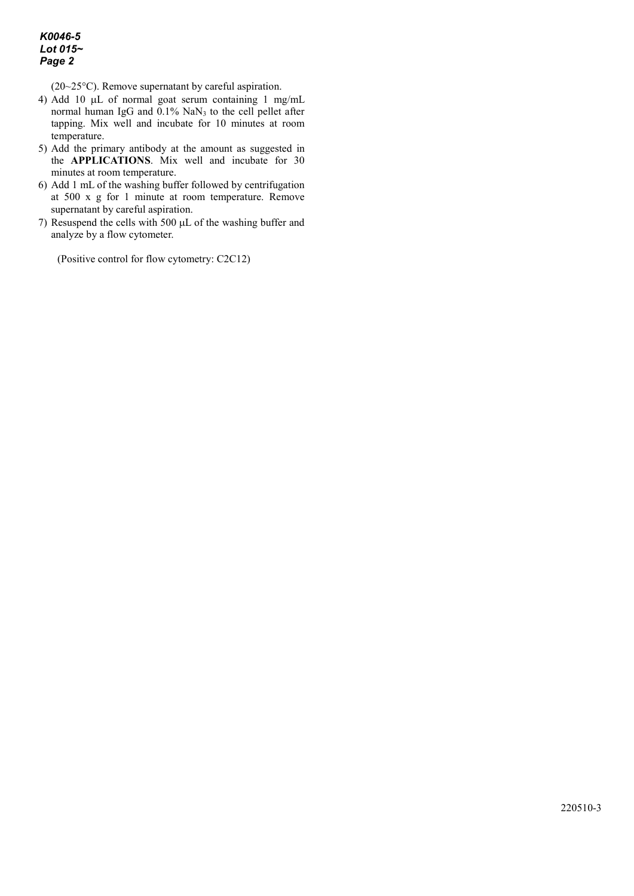(20~25°C). Remove supernatant by careful aspiration.

4) Add 10 μL of normal goat serum containing 1 mg/mL normal human IgG and 0.1% $NaN_3$ to the cell pellet after tapping. Mix well and incubate for 10 minutes at room temperature.
5) Add the primary antibody at the amount as suggested in the **APPLICATIONS**. Mix well and incubate for 30 minutes at room temperature.
6) Add 1 mL of the washing buffer followed by centrifugation at 500 x g for 1 minute at room temperature. Remove supernatant by careful aspiration.
7) Resuspend the cells with 500 μL of the washing buffer and analyze by a flow cytometer.

(Positive control for flow cytometry: C2C12)

220510-3